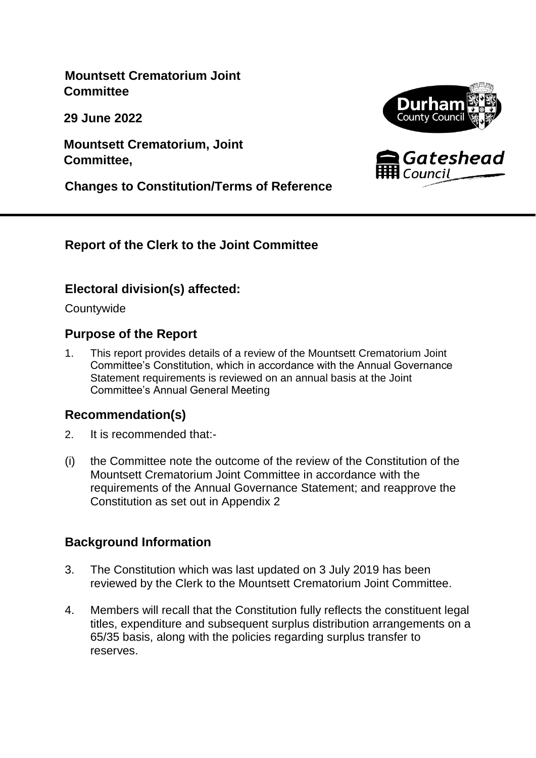**Mountsett Crematorium Joint Committee**

**29 June 2022**

**Mountsett Crematorium, Joint Committee,**

**Changes to Constitution/Terms of Reference**

---

## Report of the Clerk to the Joint Committee

### Electoral division(s) affected:

Countywide

### Purpose of the Report

1. This report provides details of a review of the Mountsett Crematorium Joint Committee's Constitution, which in accordance with the Annual Governance Statement requirements is reviewed on an annual basis at the Joint Committee's Annual General Meeting

### Recommendation(s)

2. It is recommended that:-

(i) the Committee note the outcome of the review of the Constitution of the Mountsett Crematorium Joint Committee in accordance with the requirements of the Annual Governance Statement; and reapprove the Constitution as set out in Appendix 2

### Background Information

3. The Constitution which was last updated on 3 July 2019 has been reviewed by the Clerk to the Mountsett Crematorium Joint Committee.

4. Members will recall that the Constitution fully reflects the constituent legal titles, expenditure and subsequent surplus distribution arrangements on a 65/35 basis, along with the policies regarding surplus transfer to reserves.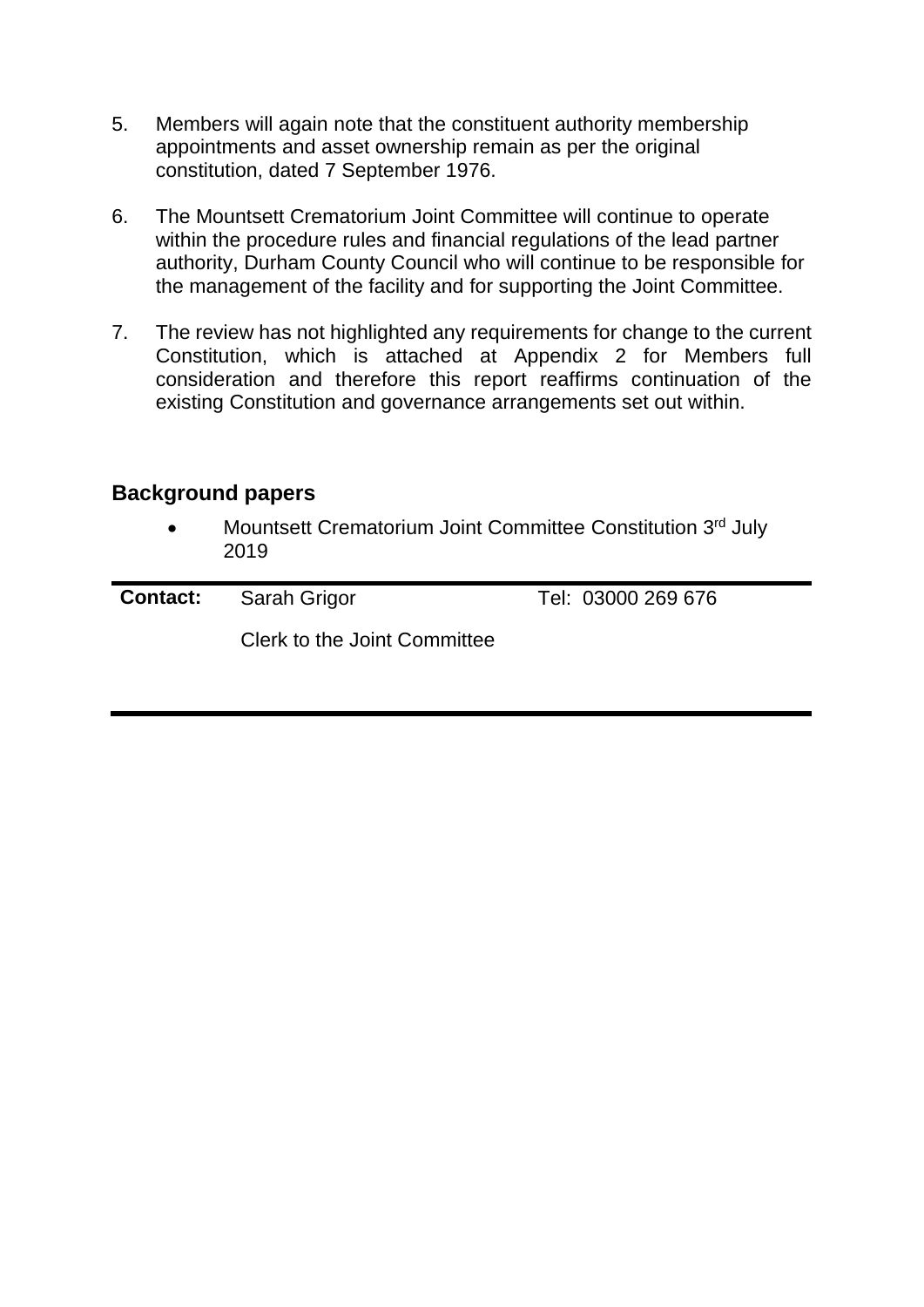5. Members will again note that the constituent authority membership appointments and asset ownership remain as per the original constitution, dated 7 September 1976.

6. The Mountsett Crematorium Joint Committee will continue to operate within the procedure rules and financial regulations of the lead partner authority, Durham County Council who will continue to be responsible for the management of the facility and for supporting the Joint Committee.

7. The review has not highlighted any requirements for change to the current Constitution, which is attached at Appendix 2 for Members full consideration and therefore this report reaffirms continuation of the existing Constitution and governance arrangements set out within.

## Background papers

- Mountsett Crematorium Joint Committee Constitution 3rd July 2019

| **Contact:** | Sarah Grigor | Tel: 03000 269 676 |
| --- | --- | --- |
| | Clerk to the Joint Committee | |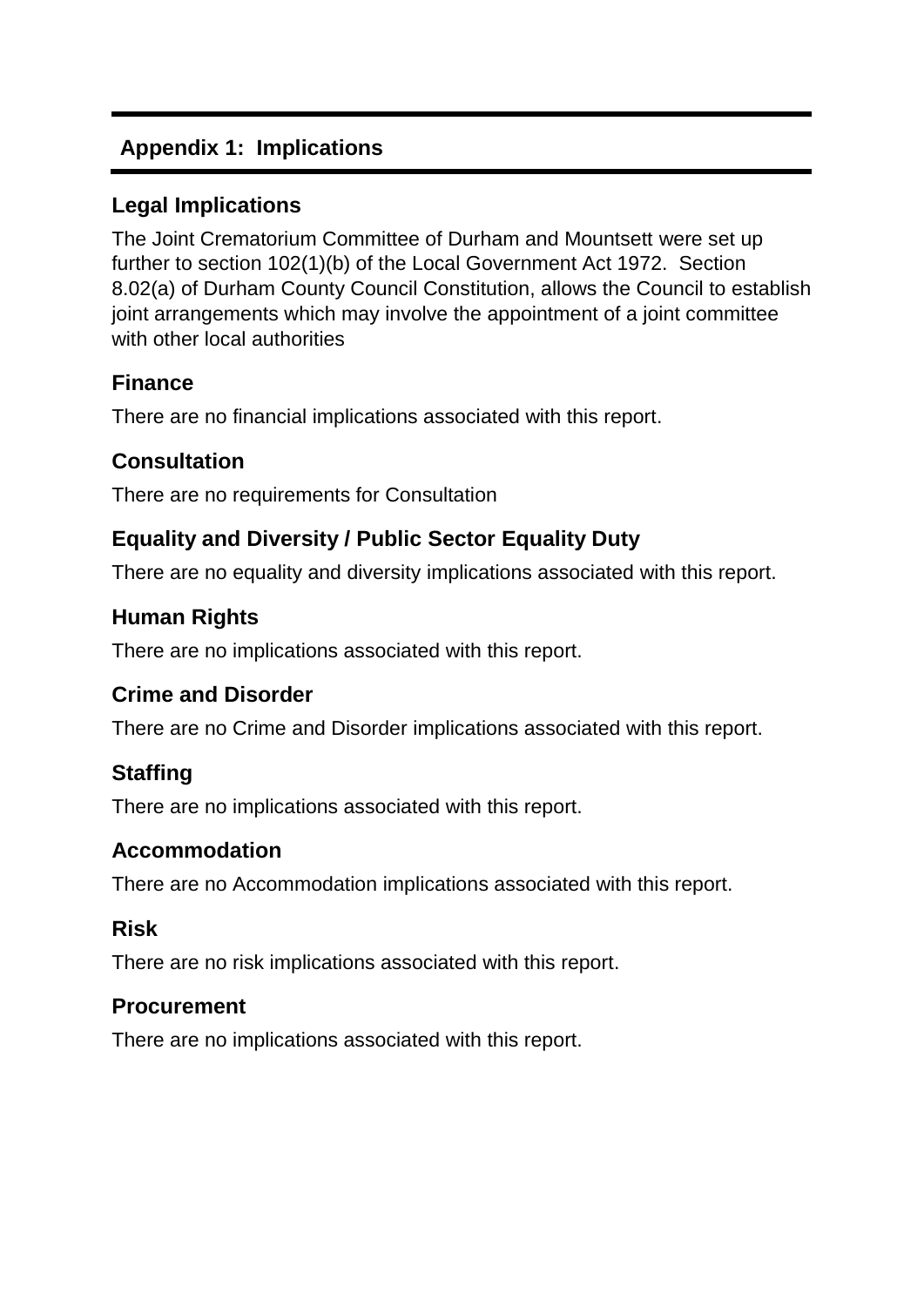## Appendix 1: Implications

### Legal Implications

The Joint Crematorium Committee of Durham and Mountsett were set up further to section 102(1)(b) of the Local Government Act 1972. Section 8.02(a) of Durham County Council Constitution, allows the Council to establish joint arrangements which may involve the appointment of a joint committee with other local authorities

### Finance

There are no financial implications associated with this report.

### Consultation

There are no requirements for Consultation

### Equality and Diversity / Public Sector Equality Duty

There are no equality and diversity implications associated with this report.

### Human Rights

There are no implications associated with this report.

### Crime and Disorder

There are no Crime and Disorder implications associated with this report.

### Staffing

There are no implications associated with this report.

### Accommodation

There are no Accommodation implications associated with this report.

### Risk

There are no risk implications associated with this report.

### Procurement

There are no implications associated with this report.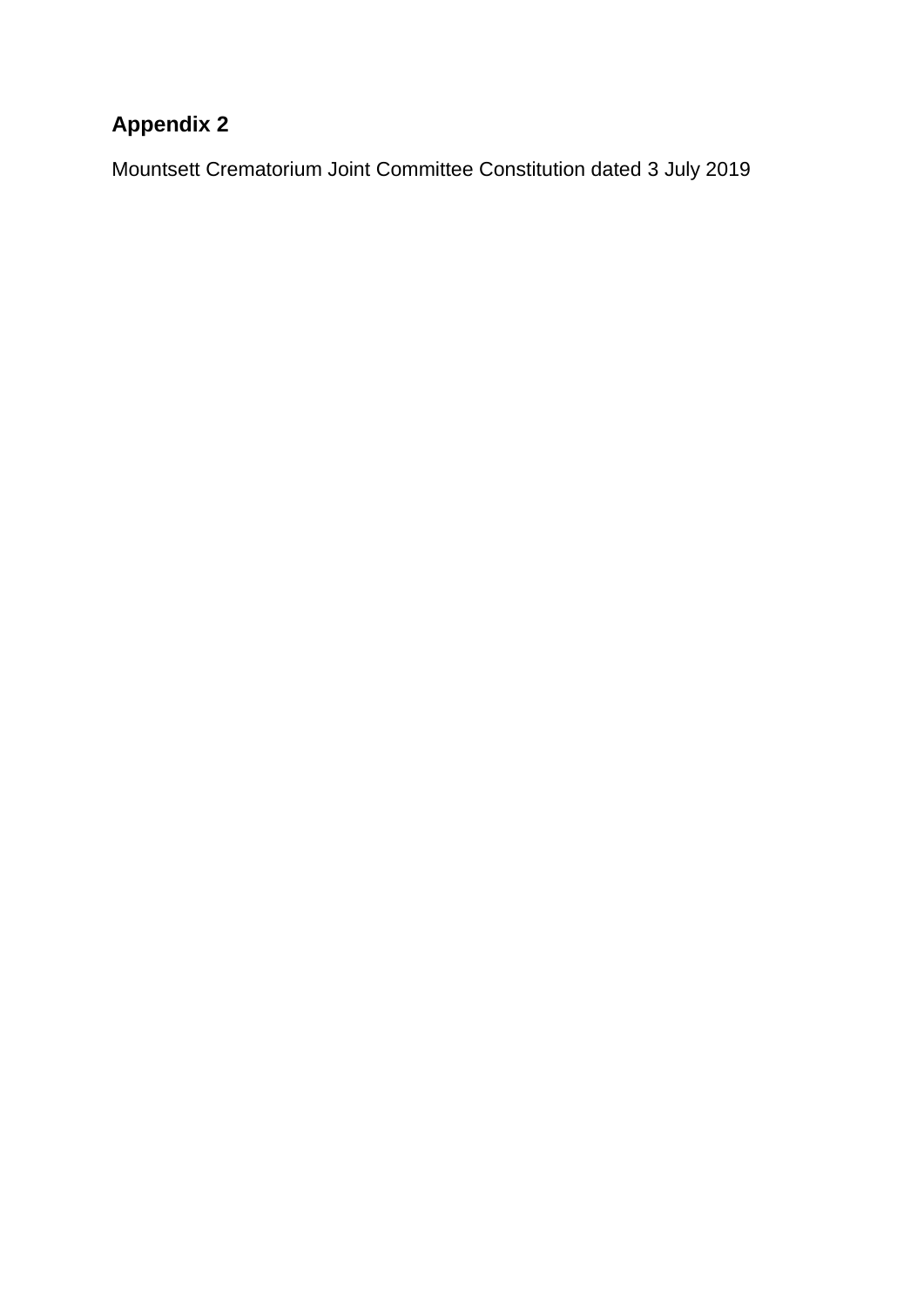## Appendix 2

Mountsett Crematorium Joint Committee Constitution dated 3 July 2019